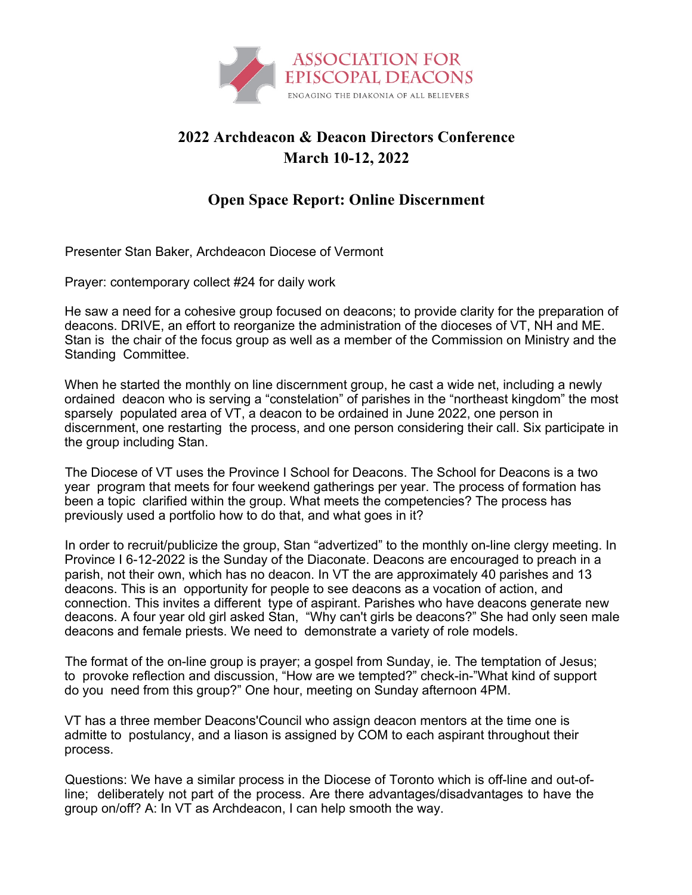ASSOCIATION FOR EPISCOPAL DEACONS

ENGAGING THE DIAKONIA OF ALL BELIEVERS

# 2022 Archdeacon & Deacon Directors Conference
# March 10-12, 2022

## Open Space Report: Online Discernment

Presenter Stan Baker, Archdeacon Diocese of Vermont

Prayer: contemporary collect #24 for daily work

He saw a need for a cohesive group focused on deacons; to provide clarity for the preparation of deacons. DRIVE, an effort to reorganize the administration of the dioceses of VT, NH and ME. Stan is the chair of the focus group as well as a member of the Commission on Ministry and the Standing Committee.

When he started the monthly on line discernment group, he cast a wide net, including a newly ordained deacon who is serving a "constelation" of parishes in the "northeast kingdom" the most sparsely populated area of VT, a deacon to be ordained in June 2022, one person in discernment, one restarting the process, and one person considering their call. Six participate in the group including Stan.

The Diocese of VT uses the Province I School for Deacons. The School for Deacons is a two year program that meets for four weekend gatherings per year. The process of formation has been a topic clarified within the group. What meets the competencies? The process has previously used a portfolio how to do that, and what goes in it?

In order to recruit/publicize the group, Stan "advertized" to the monthly on-line clergy meeting. In Province I 6-12-2022 is the Sunday of the Diaconate. Deacons are encouraged to preach in a parish, not their own, which has no deacon. In VT the are approximately 40 parishes and 13 deacons. This is an opportunity for people to see deacons as a vocation of action, and connection. This invites a different type of aspirant. Parishes who have deacons generate new deacons. A four year old girl asked Stan, "Why can't girls be deacons?" She had only seen male deacons and female priests. We need to demonstrate a variety of role models.

The format of the on-line group is prayer; a gospel from Sunday, ie. The temptation of Jesus; to provoke reflection and discussion, "How are we tempted?" check-in-"What kind of support do you need from this group?" One hour, meeting on Sunday afternoon 4PM.

VT has a three member Deacons'Council who assign deacon mentors at the time one is admitte to postulancy, and a liason is assigned by COM to each aspirant throughout their process.

Questions: We have a similar process in the Diocese of Toronto which is off-line and out-of-line; deliberately not part of the process. Are there advantages/disadvantages to have the group on/off? A: In VT as Archdeacon, I can help smooth the way.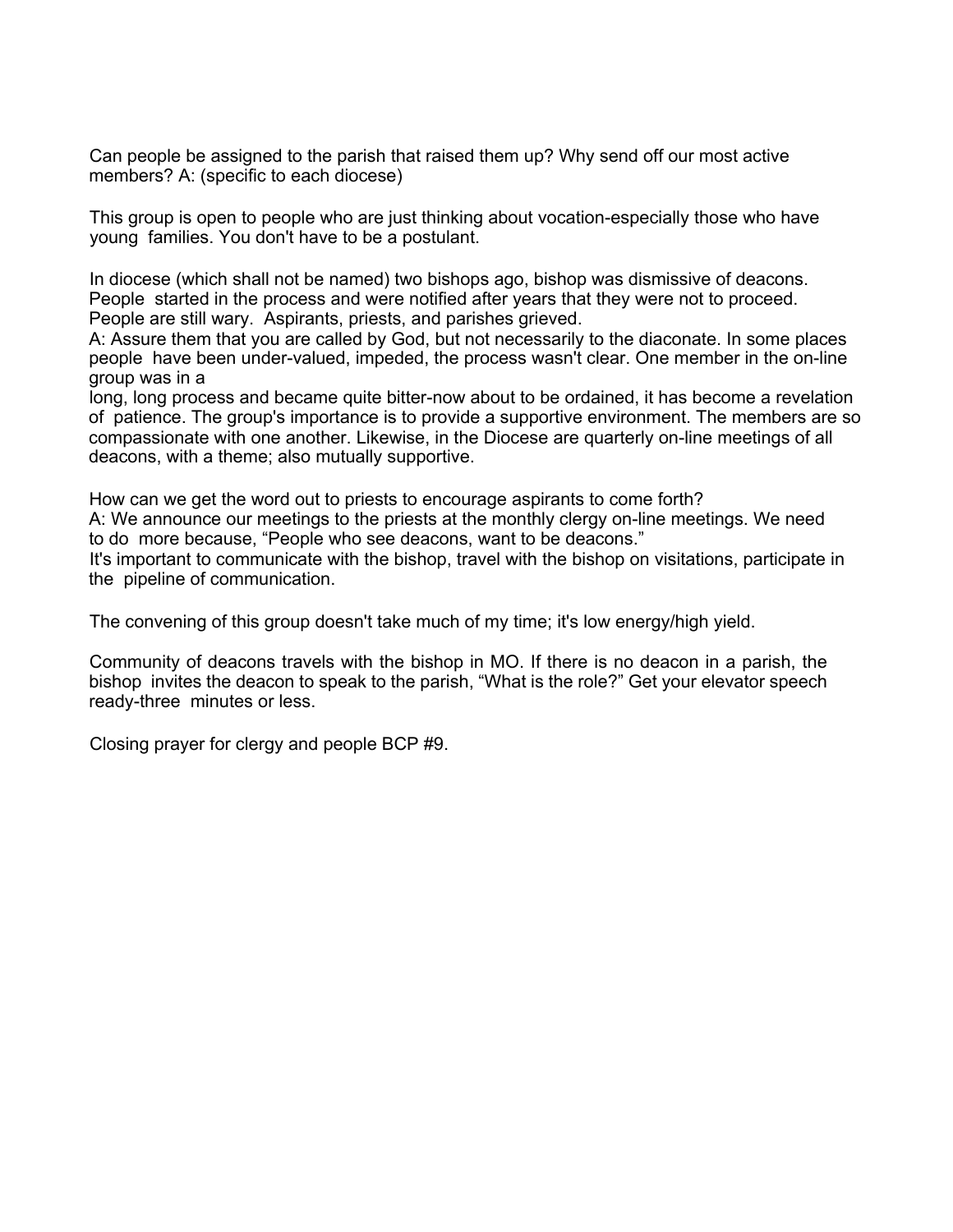Can people be assigned to the parish that raised them up? Why send off our most active members? A: (specific to each diocese)

This group is open to people who are just thinking about vocation-especially those who have young families. You don't have to be a postulant.

In diocese (which shall not be named) two bishops ago, bishop was dismissive of deacons. People started in the process and were notified after years that they were not to proceed. People are still wary. Aspirants, priests, and parishes grieved.
A: Assure them that you are called by God, but not necessarily to the diaconate. In some places people have been under-valued, impeded, the process wasn't clear. One member in the on-line group was in a
long, long process and became quite bitter-now about to be ordained, it has become a revelation of patience. The group's importance is to provide a supportive environment. The members are so compassionate with one another. Likewise, in the Diocese are quarterly on-line meetings of all deacons, with a theme; also mutually supportive.

How can we get the word out to priests to encourage aspirants to come forth?
A: We announce our meetings to the priests at the monthly clergy on-line meetings. We need to do more because, "People who see deacons, want to be deacons."
It's important to communicate with the bishop, travel with the bishop on visitations, participate in the pipeline of communication.

The convening of this group doesn't take much of my time; it's low energy/high yield.

Community of deacons travels with the bishop in MO. If there is no deacon in a parish, the bishop invites the deacon to speak to the parish, "What is the role?" Get your elevator speech ready-three minutes or less.

Closing prayer for clergy and people BCP #9.